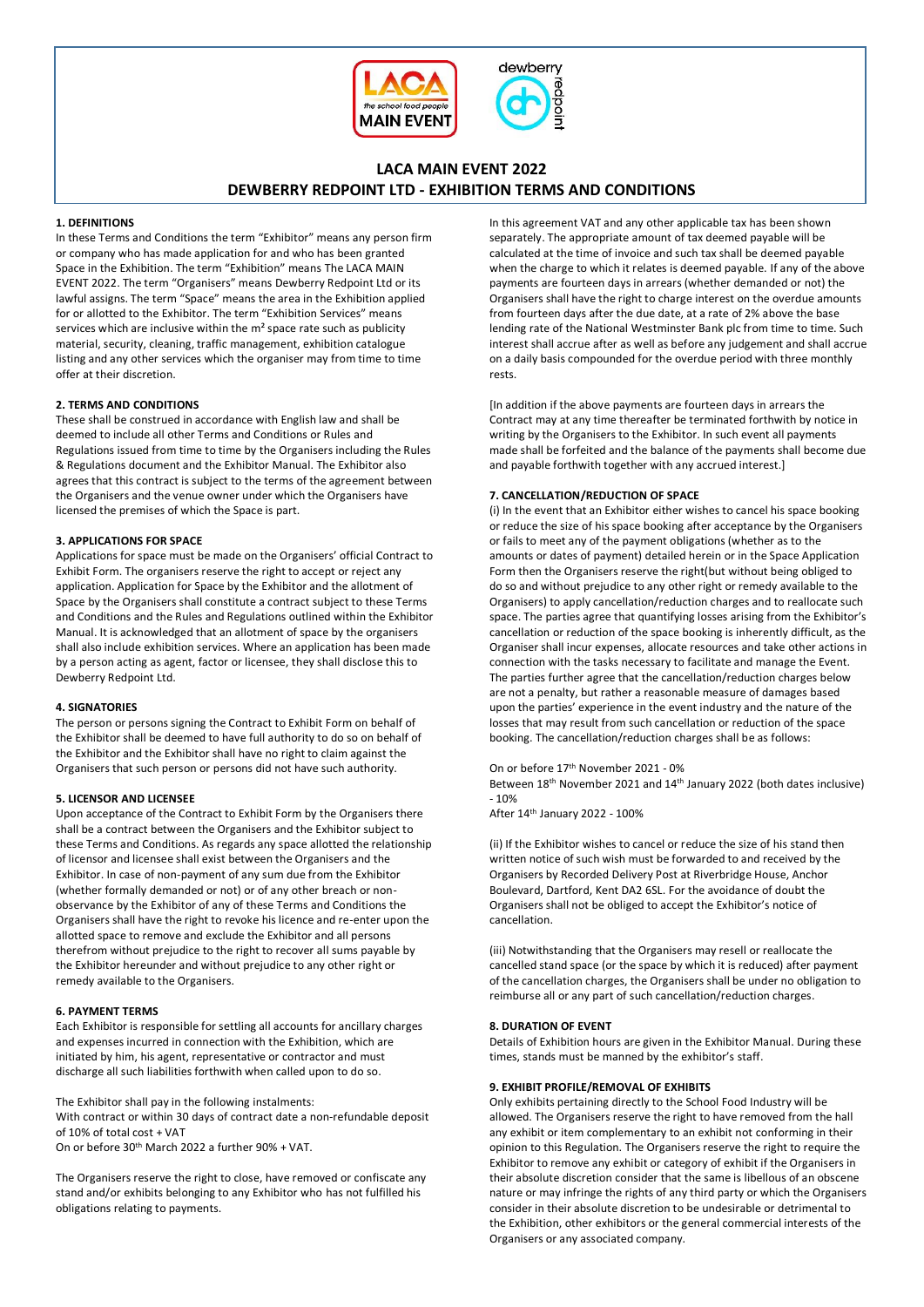# LACA MAIN EVENT 2022
# DEWBERRY REDPOINT LTD - EXHIBITION TERMS AND CONDITIONS

### 1. DEFINITIONS

In these Terms and Conditions the term "Exhibitor" means any person firm or company who has made application for and who has been granted Space in the Exhibition. The term "Exhibition" means The LACA MAIN EVENT 2022. The term "Organisers" means Dewberry Redpoint Ltd or its lawful assigns. The term "Space" means the area in the Exhibition applied for or allotted to the Exhibitor. The term "Exhibition Services" means services which are inclusive within the m² space rate such as publicity material, security, cleaning, traffic management, exhibition catalogue listing and any other services which the organiser may from time to time offer at their discretion.

### 2. TERMS AND CONDITIONS

These shall be construed in accordance with English law and shall be deemed to include all other Terms and Conditions or Rules and Regulations issued from time to time by the Organisers including the Rules & Regulations document and the Exhibitor Manual. The Exhibitor also agrees that this contract is subject to the terms of the agreement between the Organisers and the venue owner under which the Organisers have licensed the premises of which the Space is part.

### 3. APPLICATIONS FOR SPACE

Applications for space must be made on the Organisers' official Contract to Exhibit Form. The organisers reserve the right to accept or reject any application. Application for Space by the Exhibitor and the allotment of Space by the Organisers shall constitute a contract subject to these Terms and Conditions and the Rules and Regulations outlined within the Exhibitor Manual. It is acknowledged that an allotment of space by the organisers shall also include exhibition services. Where an application has been made by a person acting as agent, factor or licensee, they shall disclose this to Dewberry Redpoint Ltd.

### 4. SIGNATORIES

The person or persons signing the Contract to Exhibit Form on behalf of the Exhibitor shall be deemed to have full authority to do so on behalf of the Exhibitor and the Exhibitor shall have no right to claim against the Organisers that such person or persons did not have such authority.

### 5. LICENSOR AND LICENSEE

Upon acceptance of the Contract to Exhibit Form by the Organisers there shall be a contract between the Organisers and the Exhibitor subject to these Terms and Conditions. As regards any space allotted the relationship of licensor and licensee shall exist between the Organisers and the Exhibitor. In case of non-payment of any sum due from the Exhibitor (whether formally demanded or not) or of any other breach or non-observance by the Exhibitor of any of these Terms and Conditions the Organisers shall have the right to revoke his licence and re-enter upon the allotted space to remove and exclude the Exhibitor and all persons therefrom without prejudice to the right to recover all sums payable by the Exhibitor hereunder and without prejudice to any other right or remedy available to the Organisers.

### 6. PAYMENT TERMS

Each Exhibitor is responsible for settling all accounts for ancillary charges and expenses incurred in connection with the Exhibition, which are initiated by him, his agent, representative or contractor and must discharge all such liabilities forthwith when called upon to do so.

The Exhibitor shall pay in the following instalments:
With contract or within 30 days of contract date a non-refundable deposit of 10% of total cost + VAT
On or before 30th March 2022 a further 90% + VAT.

The Organisers reserve the right to close, have removed or confiscate any stand and/or exhibits belonging to any Exhibitor who has not fulfilled his obligations relating to payments.

In this agreement VAT and any other applicable tax has been shown separately. The appropriate amount of tax deemed payable will be calculated at the time of invoice and such tax shall be deemed payable when the charge to which it relates is deemed payable. If any of the above payments are fourteen days in arrears (whether demanded or not) the Organisers shall have the right to charge interest on the overdue amounts from fourteen days after the due date, at a rate of 2% above the base lending rate of the National Westminster Bank plc from time to time. Such interest shall accrue after as well as before any judgement and shall accrue on a daily basis compounded for the overdue period with three monthly rests.

[In addition if the above payments are fourteen days in arrears the Contract may at any time thereafter be terminated forthwith by notice in writing by the Organisers to the Exhibitor. In such event all payments made shall be forfeited and the balance of the payments shall become due and payable forthwith together with any accrued interest.]

### 7. CANCELLATION/REDUCTION OF SPACE

(i) In the event that an Exhibitor either wishes to cancel his space booking or reduce the size of his space booking after acceptance by the Organisers or fails to meet any of the payment obligations (whether as to the amounts or dates of payment) detailed herein or in the Space Application Form then the Organisers reserve the right(but without being obliged to do so and without prejudice to any other right or remedy available to the Organisers) to apply cancellation/reduction charges and to reallocate such space. The parties agree that quantifying losses arising from the Exhibitor's cancellation or reduction of the space booking is inherently difficult, as the Organiser shall incur expenses, allocate resources and take other actions in connection with the tasks necessary to facilitate and manage the Event. The parties further agree that the cancellation/reduction charges below are not a penalty, but rather a reasonable measure of damages based upon the parties' experience in the event industry and the nature of the losses that may result from such cancellation or reduction of the space booking. The cancellation/reduction charges shall be as follows:

On or before 17th November 2021 - 0%
Between 18th November 2021 and 14th January 2022 (both dates inclusive) - 10%
After 14th January 2022 - 100%

(ii) If the Exhibitor wishes to cancel or reduce the size of his stand then written notice of such wish must be forwarded to and received by the Organisers by Recorded Delivery Post at Riverbridge House, Anchor Boulevard, Dartford, Kent DA2 6SL. For the avoidance of doubt the Organisers shall not be obliged to accept the Exhibitor's notice of cancellation.

(iii) Notwithstanding that the Organisers may resell or reallocate the cancelled stand space (or the space by which it is reduced) after payment of the cancellation charges, the Organisers shall be under no obligation to reimburse all or any part of such cancellation/reduction charges.

### 8. DURATION OF EVENT

Details of Exhibition hours are given in the Exhibitor Manual. During these times, stands must be manned by the exhibitor's staff.

### 9. EXHIBIT PROFILE/REMOVAL OF EXHIBITS

Only exhibits pertaining directly to the School Food Industry will be allowed. The Organisers reserve the right to have removed from the hall any exhibit or item complementary to an exhibit not conforming in their opinion to this Regulation. The Organisers reserve the right to require the Exhibitor to remove any exhibit or category of exhibit if the Organisers in their absolute discretion consider that the same is libellous of an obscene nature or may infringe the rights of any third party or which the Organisers consider in their absolute discretion to be undesirable or detrimental to the Exhibition, other exhibitors or the general commercial interests of the Organisers or any associated company.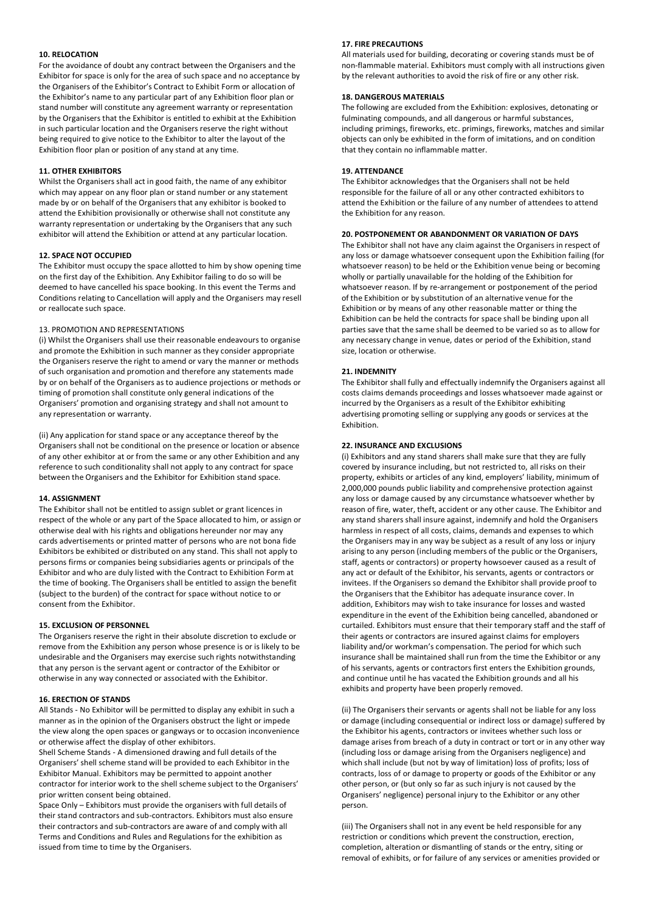**10. RELOCATION**

For the avoidance of doubt any contract between the Organisers and the Exhibitor for space is only for the area of such space and no acceptance by the Organisers of the Exhibitor's Contract to Exhibit Form or allocation of the Exhibitor's name to any particular part of any Exhibition floor plan or stand number will constitute any agreement warranty or representation by the Organisers that the Exhibitor is entitled to exhibit at the Exhibition in such particular location and the Organisers reserve the right without being required to give notice to the Exhibitor to alter the layout of the Exhibition floor plan or position of any stand at any time.

**11. OTHER EXHIBITORS**

Whilst the Organisers shall act in good faith, the name of any exhibitor which may appear on any floor plan or stand number or any statement made by or on behalf of the Organisers that any exhibitor is booked to attend the Exhibition provisionally or otherwise shall not constitute any warranty representation or undertaking by the Organisers that any such exhibitor will attend the Exhibition or attend at any particular location.

**12. SPACE NOT OCCUPIED**

The Exhibitor must occupy the space allotted to him by show opening time on the first day of the Exhibition. Any Exhibitor failing to do so will be deemed to have cancelled his space booking. In this event the Terms and Conditions relating to Cancellation will apply and the Organisers may resell or reallocate such space.

13. PROMOTION AND REPRESENTATIONS

(i) Whilst the Organisers shall use their reasonable endeavours to organise and promote the Exhibition in such manner as they consider appropriate the Organisers reserve the right to amend or vary the manner or methods of such organisation and promotion and therefore any statements made by or on behalf of the Organisers as to audience projections or methods or timing of promotion shall constitute only general indications of the Organisers' promotion and organising strategy and shall not amount to any representation or warranty.

(ii) Any application for stand space or any acceptance thereof by the Organisers shall not be conditional on the presence or location or absence of any other exhibitor at or from the same or any other Exhibition and any reference to such conditionality shall not apply to any contract for space between the Organisers and the Exhibitor for Exhibition stand space.

**14. ASSIGNMENT**

The Exhibitor shall not be entitled to assign sublet or grant licences in respect of the whole or any part of the Space allocated to him, or assign or otherwise deal with his rights and obligations hereunder nor may any cards advertisements or printed matter of persons who are not bona fide Exhibitors be exhibited or distributed on any stand. This shall not apply to persons firms or companies being subsidiaries agents or principals of the Exhibitor and who are duly listed with the Contract to Exhibition Form at the time of booking. The Organisers shall be entitled to assign the benefit (subject to the burden) of the contract for space without notice to or consent from the Exhibitor.

**15. EXCLUSION OF PERSONNEL**

The Organisers reserve the right in their absolute discretion to exclude or remove from the Exhibition any person whose presence is or is likely to be undesirable and the Organisers may exercise such rights notwithstanding that any person is the servant agent or contractor of the Exhibitor or otherwise in any way connected or associated with the Exhibitor.

**16. ERECTION OF STANDS**

All Stands - No Exhibitor will be permitted to display any exhibit in such a manner as in the opinion of the Organisers obstruct the light or impede the view along the open spaces or gangways or to occasion inconvenience or otherwise affect the display of other exhibitors.

Shell Scheme Stands - A dimensioned drawing and full details of the Organisers' shell scheme stand will be provided to each Exhibitor in the Exhibitor Manual. Exhibitors may be permitted to appoint another contractor for interior work to the shell scheme subject to the Organisers' prior written consent being obtained.

Space Only – Exhibitors must provide the organisers with full details of their stand contractors and sub-contractors. Exhibitors must also ensure their contractors and sub-contractors are aware of and comply with all Terms and Conditions and Rules and Regulations for the exhibition as issued from time to time by the Organisers.

**17. FIRE PRECAUTIONS**

All materials used for building, decorating or covering stands must be of non-flammable material. Exhibitors must comply with all instructions given by the relevant authorities to avoid the risk of fire or any other risk.

**18. DANGEROUS MATERIALS**

The following are excluded from the Exhibition: explosives, detonating or fulminating compounds, and all dangerous or harmful substances, including primings, fireworks, etc. primings, fireworks, matches and similar objects can only be exhibited in the form of imitations, and on condition that they contain no inflammable matter.

**19. ATTENDANCE**

The Exhibitor acknowledges that the Organisers shall not be held responsible for the failure of all or any other contracted exhibitors to attend the Exhibition or the failure of any number of attendees to attend the Exhibition for any reason.

**20. POSTPONEMENT OR ABANDONMENT OR VARIATION OF DAYS**

The Exhibitor shall not have any claim against the Organisers in respect of any loss or damage whatsoever consequent upon the Exhibition failing (for whatsoever reason) to be held or the Exhibition venue being or becoming wholly or partially unavailable for the holding of the Exhibition for whatsoever reason. If by re-arrangement or postponement of the period of the Exhibition or by substitution of an alternative venue for the Exhibition or by means of any other reasonable matter or thing the Exhibition can be held the contracts for space shall be binding upon all parties save that the same shall be deemed to be varied so as to allow for any necessary change in venue, dates or period of the Exhibition, stand size, location or otherwise.

**21. INDEMNITY**

The Exhibitor shall fully and effectually indemnify the Organisers against all costs claims demands proceedings and losses whatsoever made against or incurred by the Organisers as a result of the Exhibitor exhibiting advertising promoting selling or supplying any goods or services at the Exhibition.

**22. INSURANCE AND EXCLUSIONS**

(i) Exhibitors and any stand sharers shall make sure that they are fully covered by insurance including, but not restricted to, all risks on their property, exhibits or articles of any kind, employers' liability, minimum of 2,000,000 pounds public liability and comprehensive protection against any loss or damage caused by any circumstance whatsoever whether by reason of fire, water, theft, accident or any other cause. The Exhibitor and any stand sharers shall insure against, indemnify and hold the Organisers harmless in respect of all costs, claims, demands and expenses to which the Organisers may in any way be subject as a result of any loss or injury arising to any person (including members of the public or the Organisers, staff, agents or contractors) or property howsoever caused as a result of any act or default of the Exhibitor, his servants, agents or contractors or invitees. If the Organisers so demand the Exhibitor shall provide proof to the Organisers that the Exhibitor has adequate insurance cover. In addition, Exhibitors may wish to take insurance for losses and wasted expenditure in the event of the Exhibition being cancelled, abandoned or curtailed. Exhibitors must ensure that their temporary staff and the staff of their agents or contractors are insured against claims for employers liability and/or workman's compensation. The period for which such insurance shall be maintained shall run from the time the Exhibitor or any of his servants, agents or contractors first enters the Exhibition grounds, and continue until he has vacated the Exhibition grounds and all his exhibits and property have been properly removed.

(ii) The Organisers their servants or agents shall not be liable for any loss or damage (including consequential or indirect loss or damage) suffered by the Exhibitor his agents, contractors or invitees whether such loss or damage arises from breach of a duty in contract or tort or in any other way (including loss or damage arising from the Organisers negligence) and which shall include (but not by way of limitation) loss of profits; loss of contracts, loss of or damage to property or goods of the Exhibitor or any other person, or (but only so far as such injury is not caused by the Organisers' negligence) personal injury to the Exhibitor or any other person.

(iii) The Organisers shall not in any event be held responsible for any restriction or conditions which prevent the construction, erection, completion, alteration or dismantling of stands or the entry, siting or removal of exhibits, or for failure of any services or amenities provided or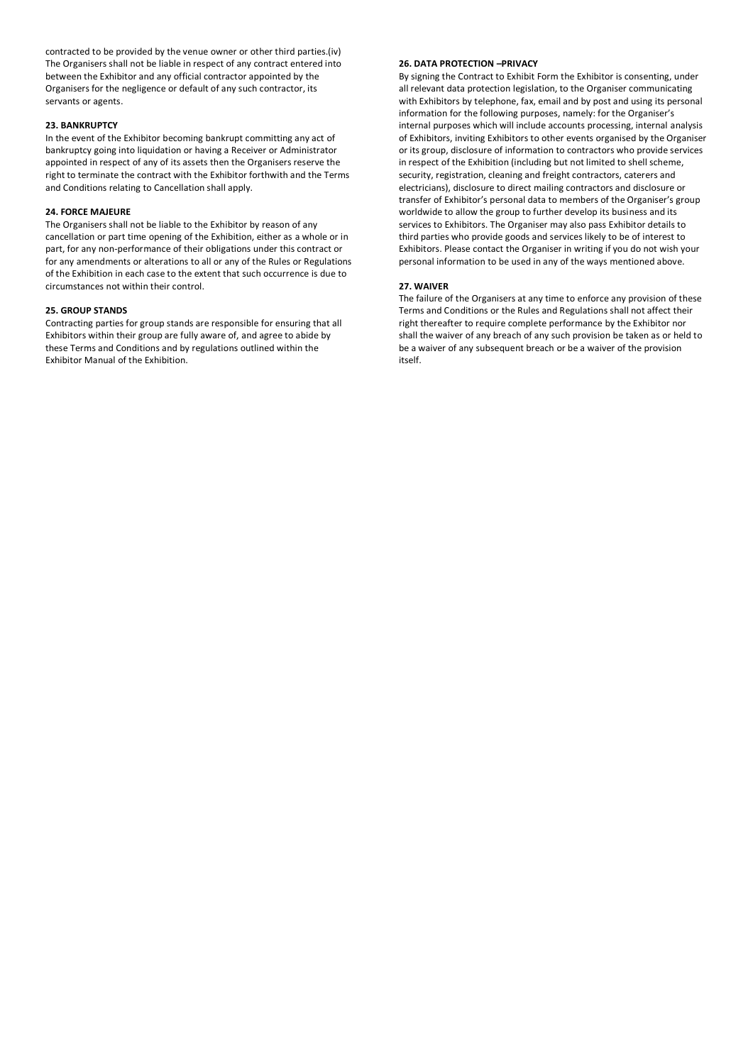contracted to be provided by the venue owner or other third parties.(iv) The Organisers shall not be liable in respect of any contract entered into between the Exhibitor and any official contractor appointed by the Organisers for the negligence or default of any such contractor, its servants or agents.

**23. BANKRUPTCY**

In the event of the Exhibitor becoming bankrupt committing any act of bankruptcy going into liquidation or having a Receiver or Administrator appointed in respect of any of its assets then the Organisers reserve the right to terminate the contract with the Exhibitor forthwith and the Terms and Conditions relating to Cancellation shall apply.

**24. FORCE MAJEURE**

The Organisers shall not be liable to the Exhibitor by reason of any cancellation or part time opening of the Exhibition, either as a whole or in part, for any non-performance of their obligations under this contract or for any amendments or alterations to all or any of the Rules or Regulations of the Exhibition in each case to the extent that such occurrence is due to circumstances not within their control.

**25. GROUP STANDS**

Contracting parties for group stands are responsible for ensuring that all Exhibitors within their group are fully aware of, and agree to abide by these Terms and Conditions and by regulations outlined within the Exhibitor Manual of the Exhibition.

**26. DATA PROTECTION –PRIVACY**

By signing the Contract to Exhibit Form the Exhibitor is consenting, under all relevant data protection legislation, to the Organiser communicating with Exhibitors by telephone, fax, email and by post and using its personal information for the following purposes, namely: for the Organiser's internal purposes which will include accounts processing, internal analysis of Exhibitors, inviting Exhibitors to other events organised by the Organiser or its group, disclosure of information to contractors who provide services in respect of the Exhibition (including but not limited to shell scheme, security, registration, cleaning and freight contractors, caterers and electricians), disclosure to direct mailing contractors and disclosure or transfer of Exhibitor's personal data to members of the Organiser's group worldwide to allow the group to further develop its business and its services to Exhibitors. The Organiser may also pass Exhibitor details to third parties who provide goods and services likely to be of interest to Exhibitors. Please contact the Organiser in writing if you do not wish your personal information to be used in any of the ways mentioned above.

**27. WAIVER**

The failure of the Organisers at any time to enforce any provision of these Terms and Conditions or the Rules and Regulations shall not affect their right thereafter to require complete performance by the Exhibitor nor shall the waiver of any breach of any such provision be taken as or held to be a waiver of any subsequent breach or be a waiver of the provision itself.